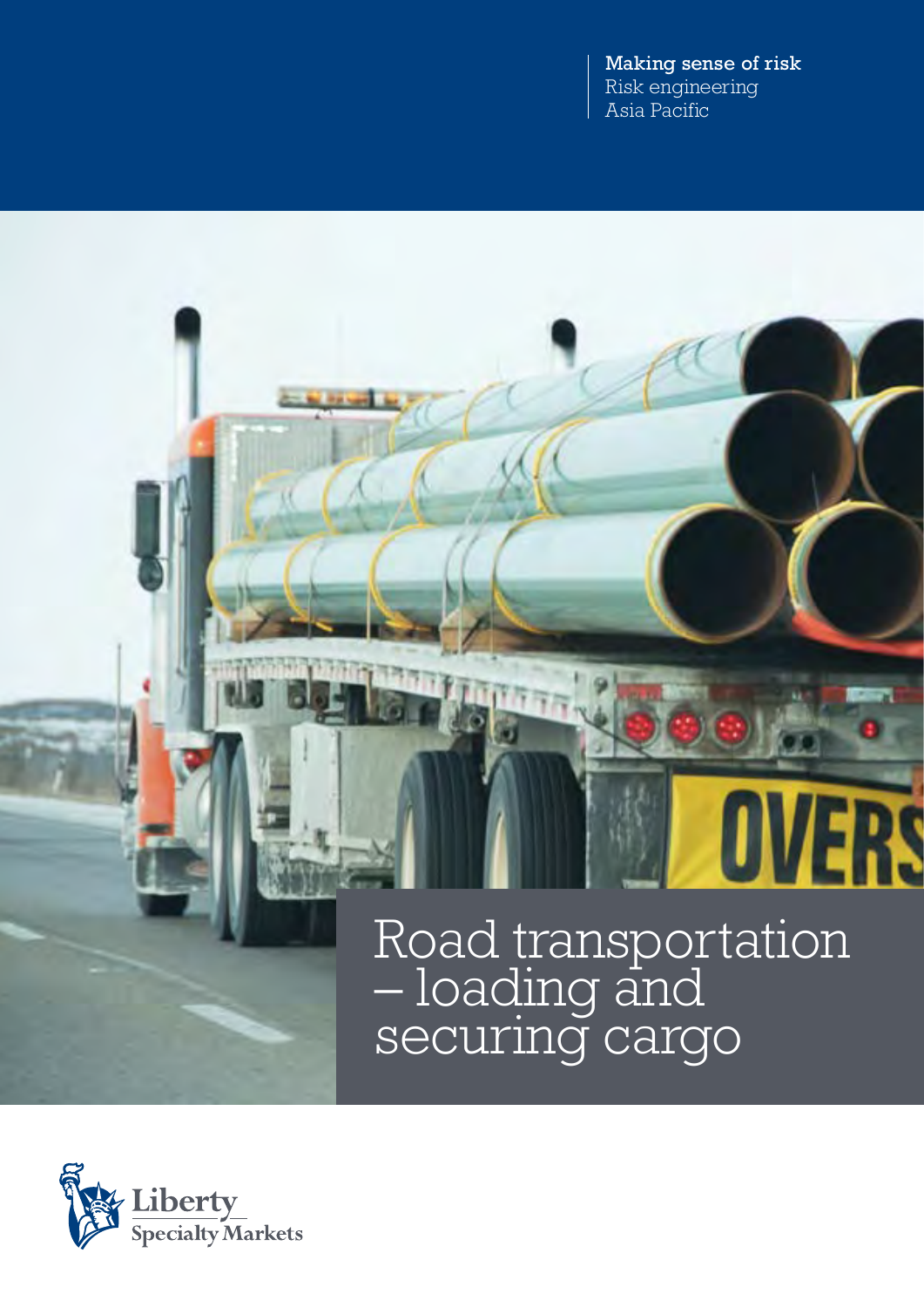Making sense of risk
Risk engineering
Asia Pacific

# Road transportation – loading and securing cargo

Liberty Specialty Markets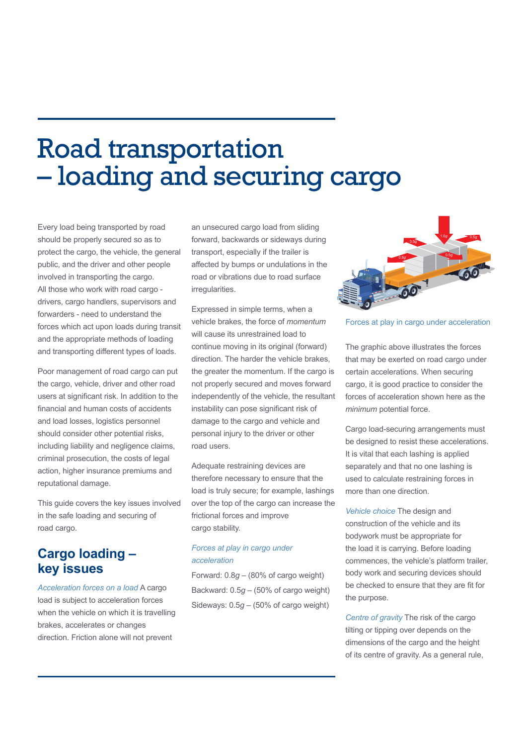# Road transportation – loading and securing cargo

Every load being transported by road should be properly secured so as to protect the cargo, the vehicle, the general public, and the driver and other people involved in transporting the cargo. All those who work with road cargo - drivers, cargo handlers, supervisors and forwarders - need to understand the forces which act upon loads during transit and the appropriate methods of loading and transporting different types of loads.

Poor management of road cargo can put the cargo, vehicle, driver and other road users at significant risk. In addition to the financial and human costs of accidents and load losses, logistics personnel should consider other potential risks, including liability and negligence claims, criminal prosecution, the costs of legal action, higher insurance premiums and reputational damage.

This guide covers the key issues involved in the safe loading and securing of road cargo.

## Cargo loading – key issues

*Acceleration forces on a load* A cargo load is subject to acceleration forces when the vehicle on which it is travelling brakes, accelerates or changes direction. Friction alone will not prevent an unsecured cargo load from sliding forward, backwards or sideways during transport, especially if the trailer is affected by bumps or undulations in the road or vibrations due to road surface irregularities.

Expressed in simple terms, when a vehicle brakes, the force of *momentum* will cause its unrestrained load to continue moving in its original (forward) direction. The harder the vehicle brakes, the greater the momentum. If the cargo is not properly secured and moves forward independently of the vehicle, the resultant instability can pose significant risk of damage to the cargo and vehicle and personal injury to the driver or other road users.

Adequate restraining devices are therefore necessary to ensure that the load is truly secure; for example, lashings over the top of the cargo can increase the frictional forces and improve cargo stability.

*Forces at play in cargo under acceleration*

Forward: 0.8*g* – (80% of cargo weight)

Backward: 0.5*g* – (50% of cargo weight)

Sideways: 0.5*g* – (50% of cargo weight)

Forces at play in cargo under acceleration

The graphic above illustrates the forces that may be exerted on road cargo under certain accelerations. When securing cargo, it is good practice to consider the forces of acceleration shown here as the *minimum* potential force.

Cargo load-securing arrangements must be designed to resist these accelerations. It is vital that each lashing is applied separately and that no one lashing is used to calculate restraining forces in more than one direction.

*Vehicle choice* The design and construction of the vehicle and its bodywork must be appropriate for the load it is carrying. Before loading commences, the vehicle's platform trailer, body work and securing devices should be checked to ensure that they are fit for the purpose.

*Centre of gravity* The risk of the cargo tilting or tipping over depends on the dimensions of the cargo and the height of its centre of gravity. As a general rule,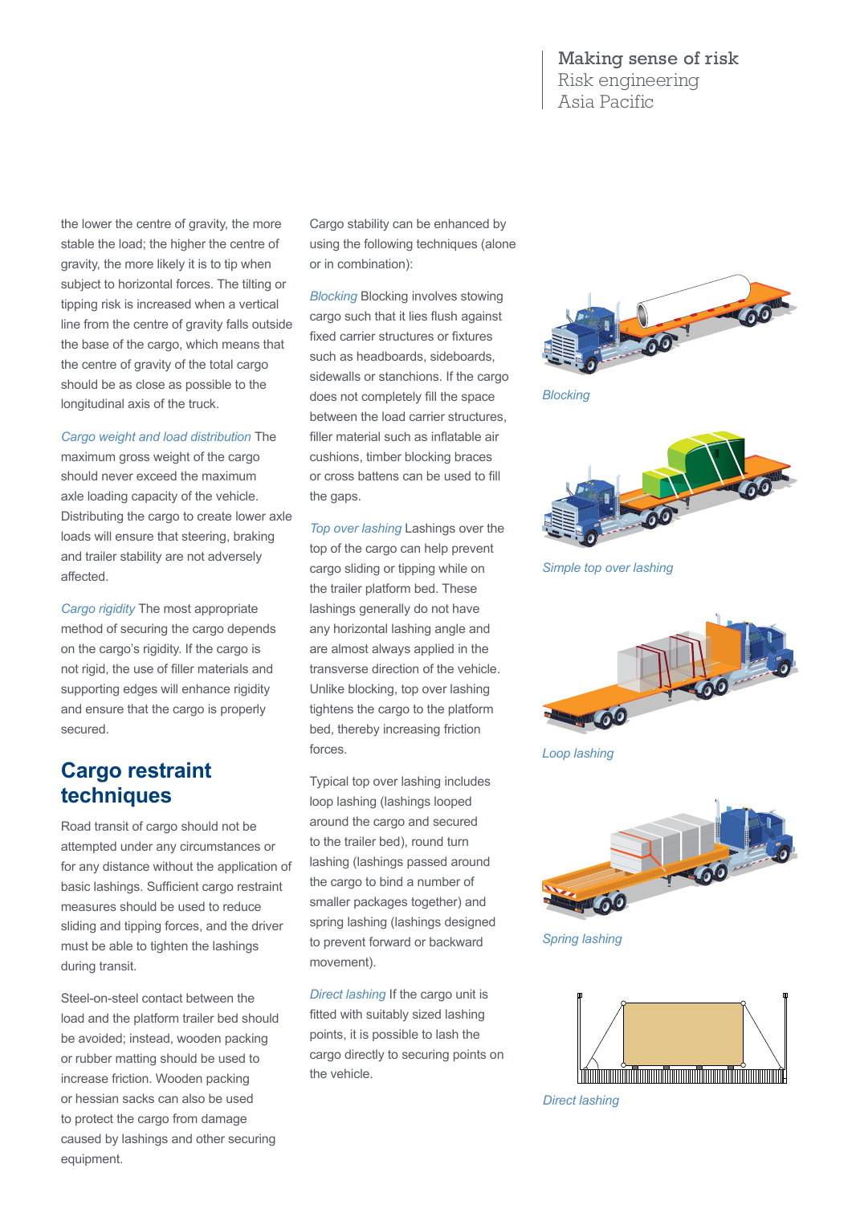the lower the centre of gravity, the more stable the load; the higher the centre of gravity, the more likely it is to tip when subject to horizontal forces. The tilting or tipping risk is increased when a vertical line from the centre of gravity falls outside the base of the cargo, which means that the centre of gravity of the total cargo should be as close as possible to the longitudinal axis of the truck.

*Cargo weight and load distribution* The maximum gross weight of the cargo should never exceed the maximum axle loading capacity of the vehicle. Distributing the cargo to create lower axle loads will ensure that steering, braking and trailer stability are not adversely affected.

*Cargo rigidity* The most appropriate method of securing the cargo depends on the cargo's rigidity. If the cargo is not rigid, the use of filler materials and supporting edges will enhance rigidity and ensure that the cargo is properly secured.

## Cargo restraint techniques

Road transit of cargo should not be attempted under any circumstances or for any distance without the application of basic lashings. Sufficient cargo restraint measures should be used to reduce sliding and tipping forces, and the driver must be able to tighten the lashings during transit.

Steel-on-steel contact between the load and the platform trailer bed should be avoided; instead, wooden packing or rubber matting should be used to increase friction. Wooden packing or hessian sacks can also be used to protect the cargo from damage caused by lashings and other securing equipment.

Cargo stability can be enhanced by using the following techniques (alone or in combination):

*Blocking* Blocking involves stowing cargo such that it lies flush against fixed carrier structures or fixtures such as headboards, sideboards, sidewalls or stanchions. If the cargo does not completely fill the space between the load carrier structures, filler material such as inflatable air cushions, timber blocking braces or cross battens can be used to fill the gaps.

*Top over lashing* Lashings over the top of the cargo can help prevent cargo sliding or tipping while on the trailer platform bed. These lashings generally do not have any horizontal lashing angle and are almost always applied in the transverse direction of the vehicle. Unlike blocking, top over lashing tightens the cargo to the platform bed, thereby increasing friction forces.

Typical top over lashing includes loop lashing (lashings looped around the cargo and secured to the trailer bed), round turn lashing (lashings passed around the cargo to bind a number of smaller packages together) and spring lashing (lashings designed to prevent forward or backward movement).

*Direct lashing* If the cargo unit is fitted with suitably sized lashing points, it is possible to lash the cargo directly to securing points on the vehicle.

*Blocking*

*Simple top over lashing*

*Loop lashing*

*Spring lashing*

*Direct lashing*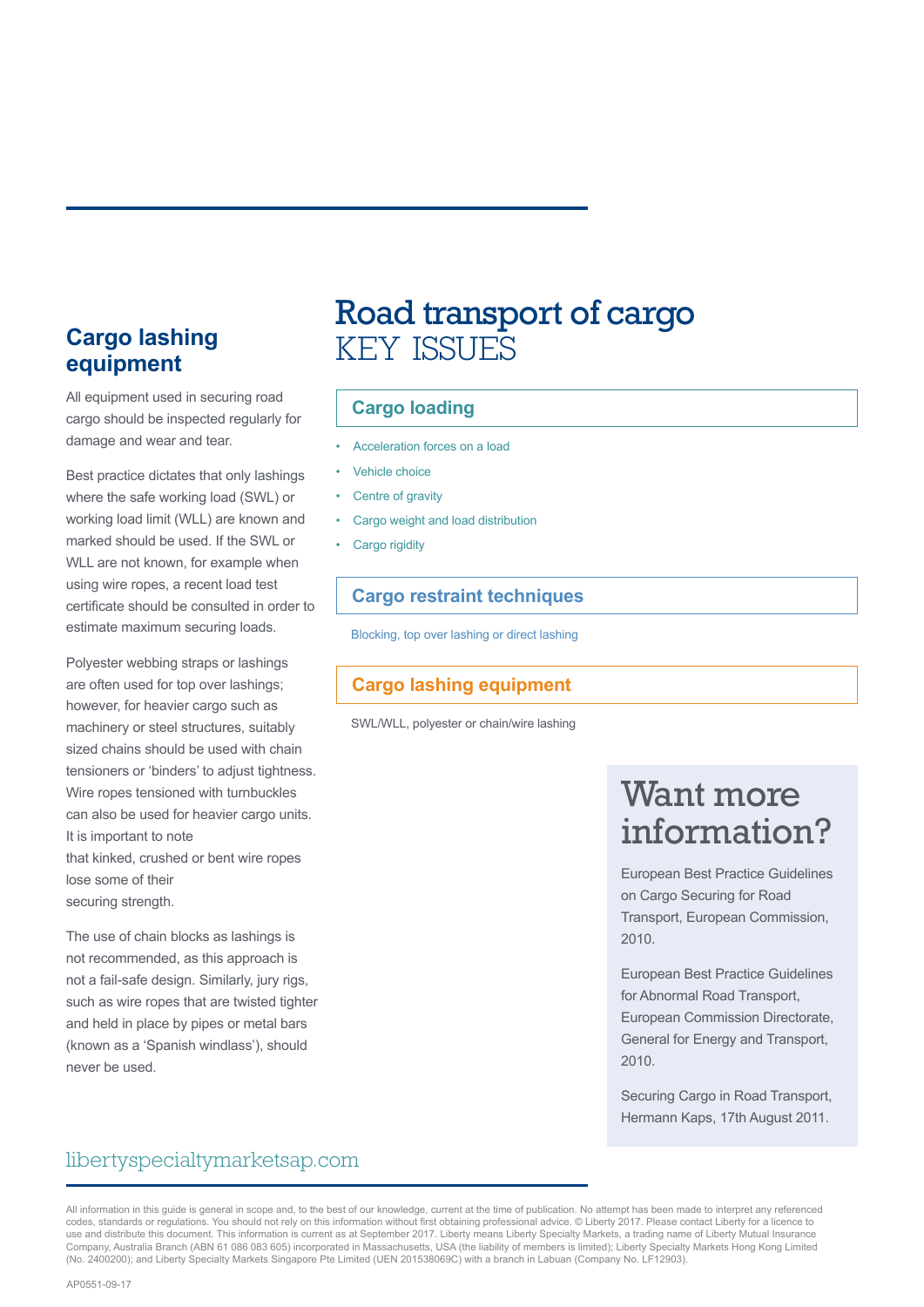## Cargo lashing equipment

All equipment used in securing road cargo should be inspected regularly for damage and wear and tear.

Best practice dictates that only lashings where the safe working load (SWL) or working load limit (WLL) are known and marked should be used. If the SWL or WLL are not known, for example when using wire ropes, a recent load test certificate should be consulted in order to estimate maximum securing loads.

Polyester webbing straps or lashings are often used for top over lashings; however, for heavier cargo such as machinery or steel structures, suitably sized chains should be used with chain tensioners or 'binders' to adjust tightness. Wire ropes tensioned with turnbuckles can also be used for heavier cargo units. It is important to note that kinked, crushed or bent wire ropes lose some of their securing strength.

The use of chain blocks as lashings is not recommended, as this approach is not a fail-safe design. Similarly, jury rigs, such as wire ropes that are twisted tighter and held in place by pipes or metal bars (known as a 'Spanish windlass'), should never be used.

# Road transport of cargo KEY ISSUES

### Cargo loading

- Acceleration forces on a load
- Vehicle choice
- Centre of gravity
- Cargo weight and load distribution
- Cargo rigidity

### Cargo restraint techniques

Blocking, top over lashing or direct lashing

### Cargo lashing equipment

SWL/WLL, polyester or chain/wire lashing

## Want more information?

European Best Practice Guidelines on Cargo Securing for Road Transport, European Commission, 2010.

European Best Practice Guidelines for Abnormal Road Transport, European Commission Directorate, General for Energy and Transport, 2010.

Securing Cargo in Road Transport, Hermann Kaps, 17th August 2011.

libertyspecialtymarketsap.com

All information in this guide is general in scope and, to the best of our knowledge, current at the time of publication. No attempt has been made to interpret any referenced codes, standards or regulations. You should not rely on this information without first obtaining professional advice. © Liberty 2017. Please contact Liberty for a licence to use and distribute this document. This information is current as at September 2017. Liberty means Liberty Specialty Markets, a trading name of Liberty Mutual Insurance Company, Australia Branch (ABN 61 086 083 605) incorporated in Massachusetts, USA (the liability of members is limited); Liberty Specialty Markets Hong Kong Limited (No. 2400200); and Liberty Specialty Markets Singapore Pte Limited (UEN 201538069C) with a branch in Labuan (Company No. LF12903).

AP0551-09-17